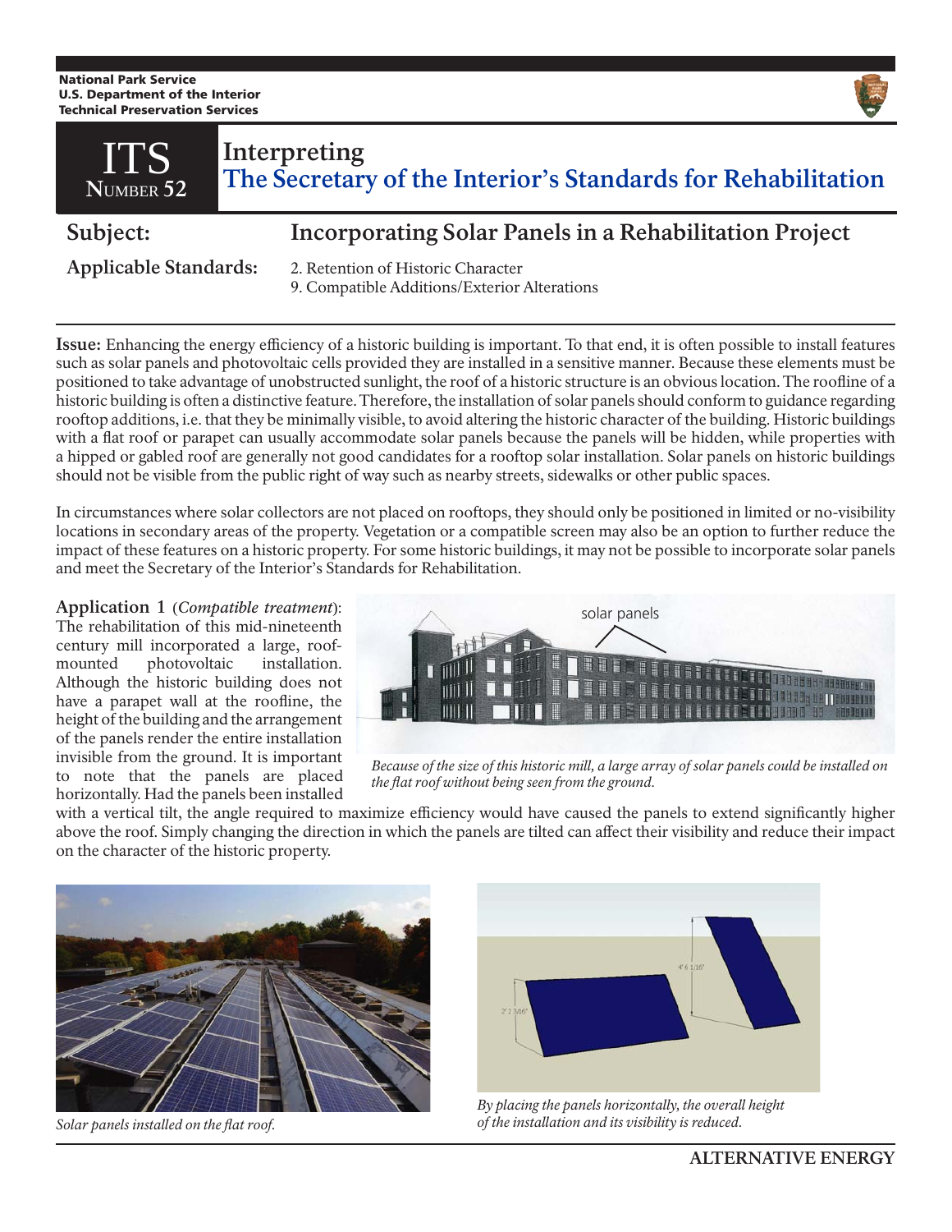# ITS Number 52

## Interpreting The Secretary of the Interior's Standards for Rehabilitation

**Subject:** Incorporating Solar Panels in a Rehabilitation Project

**Applicable Standards:**
2. Retention of Historic Character
9. Compatible Additions/Exterior Alterations

**Issue:** Enhancing the energy efficiency of a historic building is important. To that end, it is often possible to install features such as solar panels and photovoltaic cells provided they are installed in a sensitive manner. Because these elements must be positioned to take advantage of unobstructed sunlight, the roof of a historic structure is an obvious location. The roofline of a historic building is often a distinctive feature. Therefore, the installation of solar panels should conform to guidance regarding rooftop additions, i.e. that they be minimally visible, to avoid altering the historic character of the building. Historic buildings with a flat roof or parapet can usually accommodate solar panels because the panels will be hidden, while properties with a hipped or gabled roof are generally not good candidates for a rooftop solar installation. Solar panels on historic buildings should not be visible from the public right of way such as nearby streets, sidewalks or other public spaces.

In circumstances where solar collectors are not placed on rooftops, they should only be positioned in limited or no-visibility locations in secondary areas of the property. Vegetation or a compatible screen may also be an option to further reduce the impact of these features on a historic property. For some historic buildings, it may not be possible to incorporate solar panels and meet the Secretary of the Interior's Standards for Rehabilitation.

**Application 1** (*Compatible treatment*): The rehabilitation of this mid-nineteenth century mill incorporated a large, roof-mounted photovoltaic installation. Although the historic building does not have a parapet wall at the roofline, the height of the building and the arrangement of the panels render the entire installation invisible from the ground. It is important to note that the panels are placed horizontally. Had the panels been installed with a vertical tilt, the angle required to maximize efficiency would have caused the panels to extend significantly higher above the roof. Simply changing the direction in which the panels are tilted can affect their visibility and reduce their impact on the character of the historic property.

*Because of the size of this historic mill, a large array of solar panels could be installed on the flat roof without being seen from the ground.*

*Solar panels installed on the flat roof.*

*By placing the panels horizontally, the overall height of the installation and its visibility is reduced.*

**ALTERNATIVE ENERGY**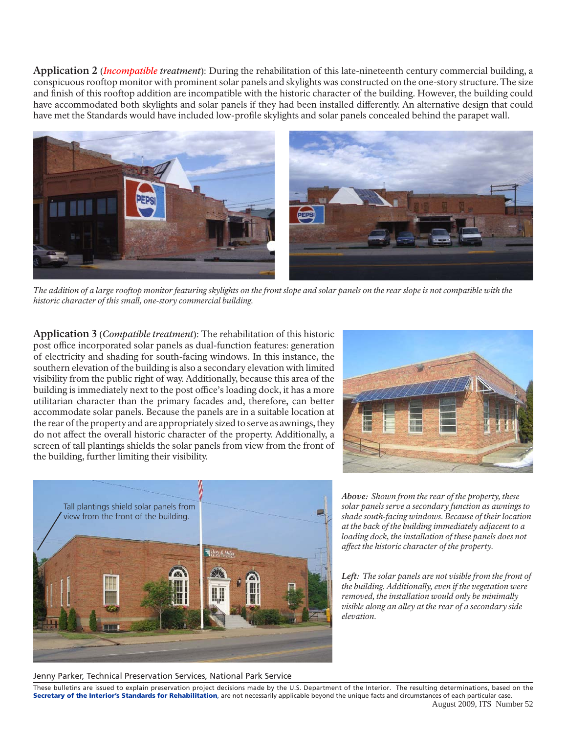**Application 2** (*Incompatible treatment*): During the rehabilitation of this late-nineteenth century commercial building, a conspicuous rooftop monitor with prominent solar panels and skylights was constructed on the one-story structure. The size and finish of this rooftop addition are incompatible with the historic character of the building. However, the building could have accommodated both skylights and solar panels if they had been installed differently. An alternative design that could have met the Standards would have included low-profile skylights and solar panels concealed behind the parapet wall.

*The addition of a large rooftop monitor featuring skylights on the front slope and solar panels on the rear slope is not compatible with the historic character of this small, one-story commercial building.*

**Application 3** (*Compatible treatment*): The rehabilitation of this historic post office incorporated solar panels as dual-function features: generation of electricity and shading for south-facing windows. In this instance, the southern elevation of the building is also a secondary elevation with limited visibility from the public right of way. Additionally, because this area of the building is immediately next to the post office's loading dock, it has a more utilitarian character than the primary facades and, therefore, can better accommodate solar panels. Because the panels are in a suitable location at the rear of the property and are appropriately sized to serve as awnings, they do not affect the overall historic character of the property. Additionally, a screen of tall plantings shields the solar panels from view from the front of the building, further limiting their visibility.

Tall plantings shield solar panels from view from the front of the building.

***Above:*** *Shown from the rear of the property, these solar panels serve a secondary function as awnings to shade south-facing windows. Because of their location at the back of the building immediately adjacent to a loading dock, the installation of these panels does not affect the historic character of the property.*

***Left:*** *The solar panels are not visible from the front of the building. Additionally, even if the vegetation were removed, the installation would only be minimally visible along an alley at the rear of a secondary side elevation.*

Jenny Parker, Technical Preservation Services, National Park Service

These bulletins are issued to explain preservation project decisions made by the U.S. Department of the Interior. The resulting determinations, based on the **Secretary of the Interior's Standards for Rehabilitation**, are not necessarily applicable beyond the unique facts and circumstances of each particular case.

August 2009, ITS Number 52